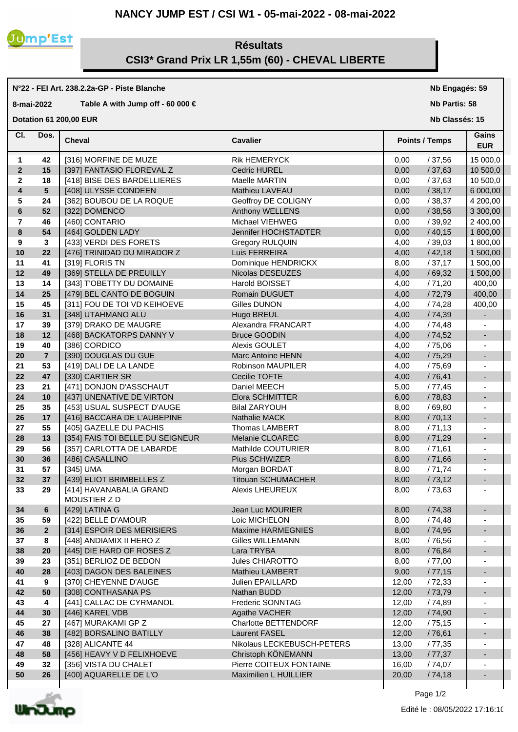# NANCY JUMP EST / CSI W1 - 05-mai-2022 - 08-mai-2022

## Résultats
## CSI3* Grand Prix LR 1,55m (60) - CHEVAL LIBERTE

**N°22 - FEI Art. 238.2.2a-GP - Piste Blanche** | **Nb Engagés: 59**

**8-mai-2022** **Table A with Jump off - 60 000 €** | **Nb Partis: 58**

**Dotation 61 200,00 EUR** | **Nb Classés: 15**

| Cl. | Dos. | Cheval | Cavalier | Points | Temps | Gains EUR |
|---|---|---|---|---|---|---|
| 1 | 42 | [316] MORFINE DE MUZE | Rik HEMERYCK | 0,00 | / 37,56 | 15 000,0 |
| 2 | 15 | [397] FANTASIO FLOREVAL Z | Cedric HUREL | 0,00 | / 37,63 | 10 500,0 |
| 2 | 18 | [418] BISE DES BARDELLIERES | Maelle MARTIN | 0,00 | / 37,63 | 10 500,0 |
| 4 | 5 | [408] ULYSSE CONDEEN | Mathieu LAVEAU | 0,00 | / 38,17 | 6 000,00 |
| 5 | 24 | [362] BOUBOU DE LA ROQUE | Geoffroy DE COLIGNY | 0,00 | / 38,37 | 4 200,00 |
| 6 | 52 | [322] DOMENCO | Anthony WELLENS | 0,00 | / 38,56 | 3 300,00 |
| 7 | 46 | [460] CONTARIO | Michael VIEHWEG | 0,00 | / 39,92 | 2 400,00 |
| 8 | 54 | [464] GOLDEN LADY | Jennifer HOCHSTADTER | 0,00 | / 40,15 | 1 800,00 |
| 9 | 3 | [433] VERDI DES FORETS | Gregory RULQUIN | 4,00 | / 39,03 | 1 800,00 |
| 10 | 22 | [476] TRINIDAD DU MIRADOR Z | Luis FERREIRA | 4,00 | / 42,18 | 1 500,00 |
| 11 | 41 | [319] FLORIS TN | Dominique HENDRICKX | 8,00 | / 37,17 | 1 500,00 |
| 12 | 49 | [369] STELLA DE PREUILLY | Nicolas DESEUZES | 4,00 | / 69,32 | 1 500,00 |
| 13 | 14 | [343] T'OBETTY DU DOMAINE | Harold BOISSET | 4,00 | / 71,20 | 400,00 |
| 14 | 25 | [479] BEL CANTO DE BOGUIN | Romain DUGUET | 4,00 | / 72,79 | 400,00 |
| 15 | 45 | [311] FOU DE TOI VD KEIHOEVE | Gilles DUNON | 4,00 | / 74,28 | 400,00 |
| 16 | 31 | [348] UTAHMANO ALU | Hugo BREUL | 4,00 | / 74,39 | - |
| 17 | 39 | [379] DRAKO DE MAUGRE | Alexandra FRANCART | 4,00 | / 74,48 | - |
| 18 | 12 | [468] BACKATORPS DANNY V | Bruce GOODIN | 4,00 | / 74,52 | - |
| 19 | 40 | [386] CORDICO | Alexis GOULET | 4,00 | / 75,06 | - |
| 20 | 7 | [390] DOUGLAS DU GUE | Marc Antoine HENN | 4,00 | / 75,29 | - |
| 21 | 53 | [419] DALI DE LA LANDE | Robinson MAUPILER | 4,00 | / 75,69 | - |
| 22 | 47 | [330] CARTIER SR | Cecilie TOFTE | 4,00 | / 76,41 | - |
| 23 | 21 | [471] DONJON D'ASSCHAUT | Daniel MEECH | 5,00 | / 77,45 | - |
| 24 | 10 | [437] UNENATIVE DE VIRTON | Elora SCHMITTER | 6,00 | / 78,83 | - |
| 25 | 35 | [453] USUAL SUSPECT D'AUGE | Bilal ZARYOUH | 8,00 | / 69,80 | - |
| 26 | 17 | [416] BACCARA DE L'AUBEPINE | Nathalie MACK | 8,00 | / 70,13 | - |
| 27 | 55 | [405] GAZELLE DU PACHIS | Thomas LAMBERT | 8,00 | / 71,13 | - |
| 28 | 13 | [354] FAIS TOI BELLE DU SEIGNEUR | Melanie CLOAREC | 8,00 | / 71,29 | - |
| 29 | 56 | [357] CARLOTTA DE LABARDE | Mathilde COUTURIER | 8,00 | / 71,61 | - |
| 30 | 36 | [486] CASALLINO | Pius SCHWIZER | 8,00 | / 71,66 | - |
| 31 | 57 | [345] UMA | Morgan BORDAT | 8,00 | / 71,74 | - |
| 32 | 37 | [439] ELIOT BRIMBELLES Z | Titouan SCHUMACHER | 8,00 | / 73,12 | - |
| 33 | 29 | [414] HAVANABALIA GRAND MOUSTIER Z D | Alexis LHEUREUX | 8,00 | / 73,63 | - |
| 34 | 6 | [429] LATINA G | Jean Luc MOURIER | 8,00 | / 74,38 | - |
| 35 | 59 | [422] BELLE D'AMOUR | Loic MICHELON | 8,00 | / 74,48 | - |
| 36 | 2 | [314] ESPOIR DES MERISIERS | Maxime HARMEGNIES | 8,00 | / 74,95 | - |
| 37 | 8 | [448] ANDIAMIX II HERO Z | Gilles WILLEMANN | 8,00 | / 76,56 | - |
| 38 | 20 | [445] DIE HARD OF ROSES Z | Lara TRYBA | 8,00 | / 76,84 | - |
| 39 | 23 | [351] BERLIOZ DE BEDON | Jules CHIAROTTO | 8,00 | / 77,00 | - |
| 40 | 28 | [403] DAGON DES BALEINES | Mathieu LAMBERT | 9,00 | / 77,15 | - |
| 41 | 9 | [370] CHEYENNE D'AUGE | Julien EPAILLARD | 12,00 | / 72,33 | - |
| 42 | 50 | [308] CONTHASANA PS | Nathan BUDD | 12,00 | / 73,79 | - |
| 43 | 4 | [441] CALLAC DE CYRMANOL | Frederic SONNTAG | 12,00 | / 74,89 | - |
| 44 | 30 | [446] KAREL VDB | Agathe VACHER | 12,00 | / 74,90 | - |
| 45 | 27 | [467] MURAKAMI GP Z | Charlotte BETTENDORF | 12,00 | / 75,15 | - |
| 46 | 38 | [482] BORSALINO BATILLY | Laurent FASEL | 12,00 | / 76,61 | - |
| 47 | 48 | [328] ALICANTE 44 | Nikolaus LECKEBUSCH-PETERS | 13,00 | / 77,35 | - |
| 48 | 58 | [456] HEAVY V D FELIXHOEVE | Christoph KÖNEMANN | 13,00 | / 77,37 | - |
| 49 | 32 | [356] VISTA DU CHALET | Pierre COITEUX FONTAINE | 16,00 | / 74,07 | - |
| 50 | 26 | [400] AQUARELLE DE L'O | Maximilien L HUILLIER | 20,00 | / 74,18 | - |

Edité le : 08/05/2022 17:16:10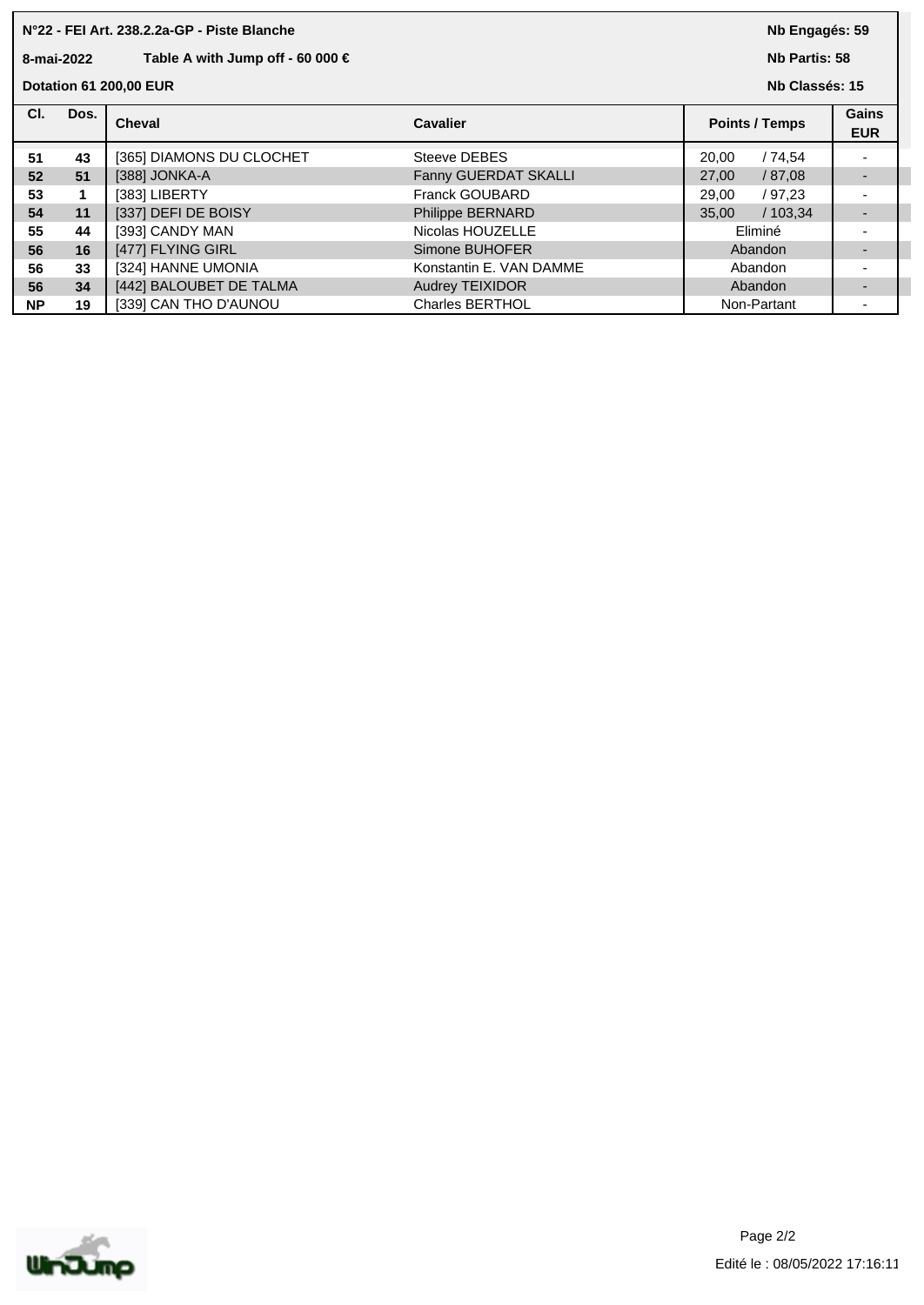**N°22 - FEI Art. 238.2.2a-GP - Piste Blanche**

**8-mai-2022** **Table A with Jump off - 60 000 €**

**Dotation 61 200,00 EUR**

**Nb Engagés: 59**

**Nb Partis: 58**

**Nb Classés: 15**

| Cl. | Dos. | Cheval | Cavalier | Points / Temps | Gains EUR |
|---|---|---|---|---|---|
| 51 | 43 | [365] DIAMONS DU CLOCHET | Steeve DEBES | 20,00 / 74,54 | - |
| 52 | 51 | [388] JONKA-A | Fanny GUERDAT SKALLI | 27,00 / 87,08 | - |
| 53 | 1 | [383] LIBERTY | Franck GOUBARD | 29,00 / 97,23 | - |
| 54 | 11 | [337] DEFI DE BOISY | Philippe BERNARD | 35,00 / 103,34 | - |
| 55 | 44 | [393] CANDY MAN | Nicolas HOUZELLE | Eliminé | - |
| 56 | 16 | [477] FLYING GIRL | Simone BUHOFER | Abandon | - |
| 56 | 33 | [324] HANNE UMONIA | Konstantin E. VAN DAMME | Abandon | - |
| 56 | 34 | [442] BALOUBET DE TALMA | Audrey TEIXIDOR | Abandon | - |
| NP | 19 | [339] CAN THO D'AUNOU | Charles BERTHOL | Non-Partant | - |

Edité le : 08/05/2022 17:16:11